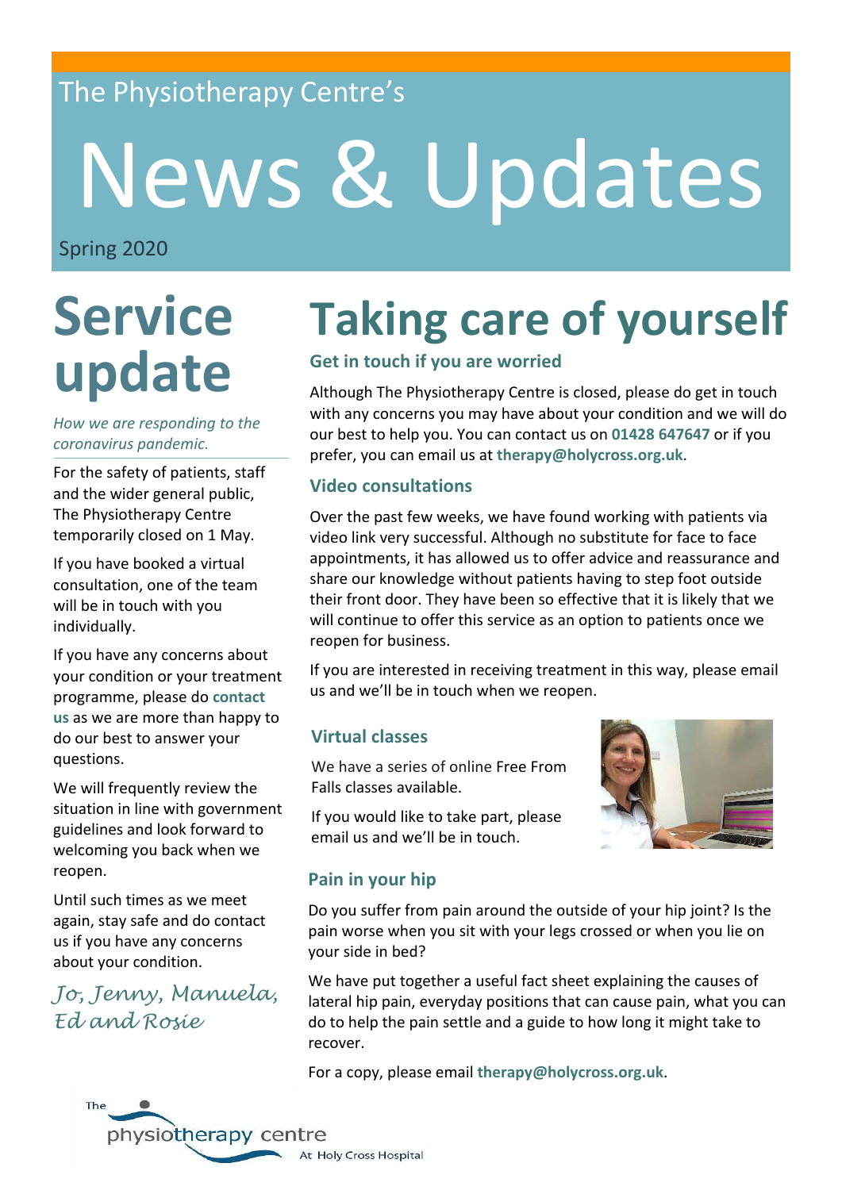The Physiotherapy Centre's

# News & Updates

Spring 2020

## Service update

*How we are responding to the coronavirus pandemic.*

For the safety of patients, staff and the wider general public, The Physiotherapy Centre temporarily closed on 1 May.

If you have booked a virtual consultation, one of the team will be in touch with you individually.

If you have any concerns about your condition or your treatment programme, please do **contact us** as we are more than happy to do our best to answer your questions.

We will frequently review the situation in line with government guidelines and look forward to welcoming you back when we reopen.

Until such times as we meet again, stay safe and do contact us if you have any concerns about your condition.

*Jo, Jenny, Manuela, Ed and Rosie*

## Taking care of yourself

### Get in touch if you are worried

Although The Physiotherapy Centre is closed, please do get in touch with any concerns you may have about your condition and we will do our best to help you. You can contact us on **01428 647647** or if you prefer, you can email us at **therapy@holycross.org.uk**.

### Video consultations

Over the past few weeks, we have found working with patients via video link very successful. Although no substitute for face to face appointments, it has allowed us to offer advice and reassurance and share our knowledge without patients having to step foot outside their front door. They have been so effective that it is likely that we will continue to offer this service as an option to patients once we reopen for business.

If you are interested in receiving treatment in this way, please email us and we'll be in touch when we reopen.

### Virtual classes

We have a series of online Free From Falls classes available.

If you would like to take part, please email us and we'll be in touch.

### Pain in your hip

Do you suffer from pain around the outside of your hip joint? Is the pain worse when you sit with your legs crossed or when you lie on your side in bed?

We have put together a useful fact sheet explaining the causes of lateral hip pain, everyday positions that can cause pain, what you can do to help the pain settle and a guide to how long it might take to recover.

For a copy, please email **therapy@holycross.org.uk**.

The physiotherapy centre At Holy Cross Hospital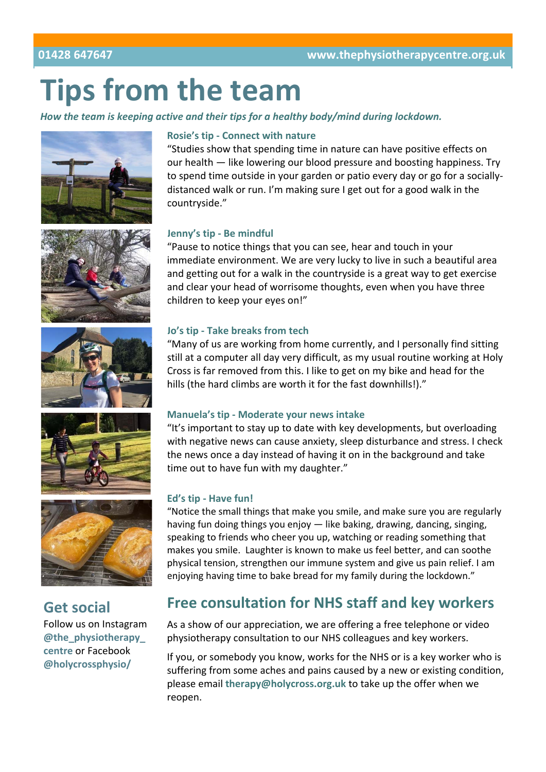01428 647647 www.thephysiotherapycentre.org.uk

# Tips from the team

*How the team is keeping active and their tips for a healthy body/mind during lockdown.*

### Rosie's tip - Connect with nature

"Studies show that spending time in nature can have positive effects on our health — like lowering our blood pressure and boosting happiness. Try to spend time outside in your garden or patio every day or go for a socially-distanced walk or run. I'm making sure I get out for a good walk in the countryside."

### Jenny's tip - Be mindful

"Pause to notice things that you can see, hear and touch in your immediate environment. We are very lucky to live in such a beautiful area and getting out for a walk in the countryside is a great way to get exercise and clear your head of worrisome thoughts, even when you have three children to keep your eyes on!"

### Jo's tip - Take breaks from tech

"Many of us are working from home currently, and I personally find sitting still at a computer all day very difficult, as my usual routine working at Holy Cross is far removed from this. I like to get on my bike and head for the hills (the hard climbs are worth it for the fast downhills!)."

### Manuela's tip - Moderate your news intake

"It's important to stay up to date with key developments, but overloading with negative news can cause anxiety, sleep disturbance and stress. I check the news once a day instead of having it on in the background and take time out to have fun with my daughter."

### Ed's tip - Have fun!

"Notice the small things that make you smile, and make sure you are regularly having fun doing things you enjoy — like baking, drawing, dancing, singing, speaking to friends who cheer you up, watching or reading something that makes you smile. Laughter is known to make us feel better, and can soothe physical tension, strengthen our immune system and give us pain relief. I am enjoying having time to bake bread for my family during the lockdown."

## Get social

Follow us on Instagram **@the_physiotherapy_centre** or Facebook **@holycrossphysio/**

## Free consultation for NHS staff and key workers

As a show of our appreciation, we are offering a free telephone or video physiotherapy consultation to our NHS colleagues and key workers.

If you, or somebody you know, works for the NHS or is a key worker who is suffering from some aches and pains caused by a new or existing condition, please email **therapy@holycross.org.uk** to take up the offer when we reopen.